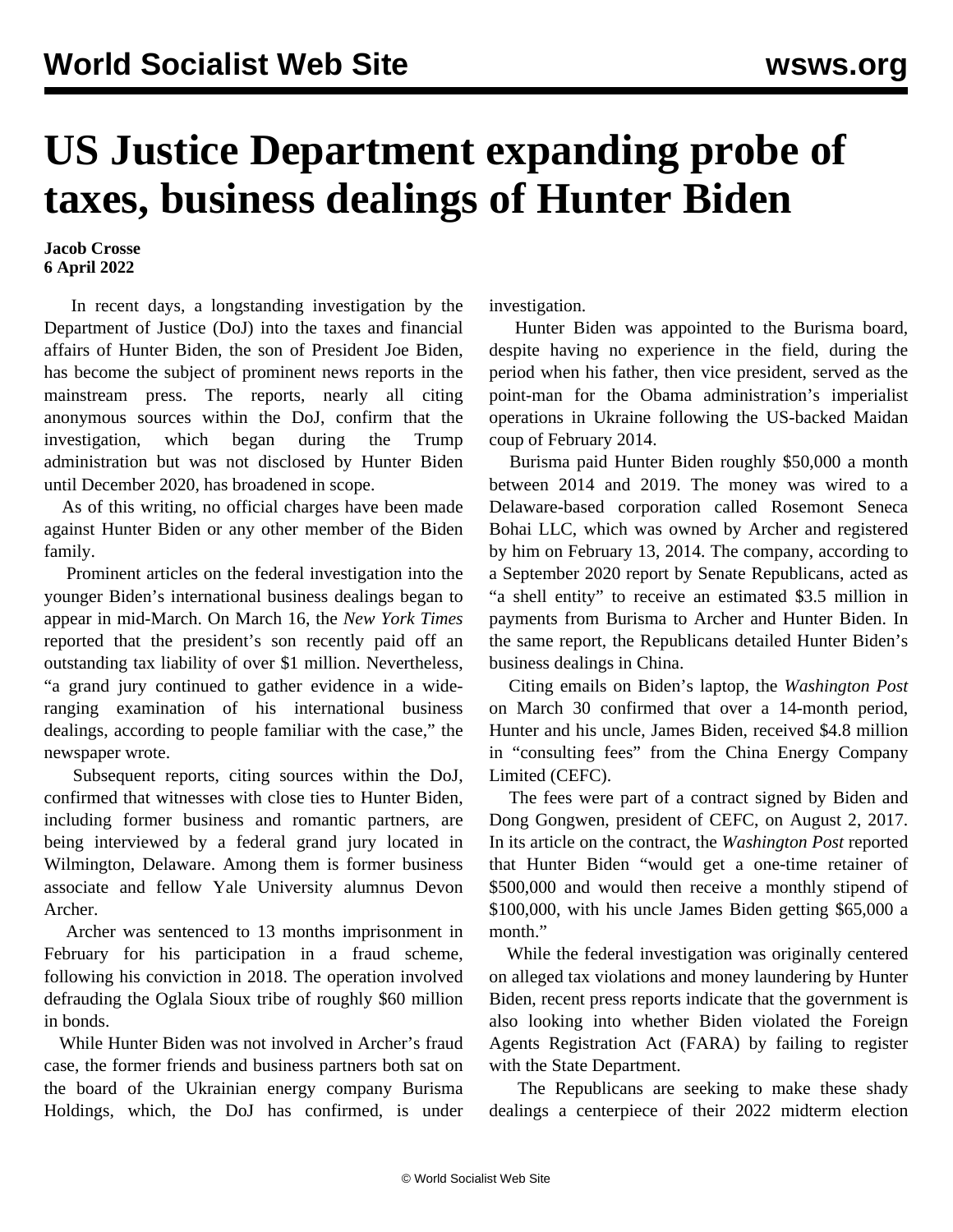# US Justice Department expanding probe of taxes, business dealings of Hunter Biden

**Jacob Crosse**
**6 April 2022**

In recent days, a longstanding investigation by the Department of Justice (DoJ) into the taxes and financial affairs of Hunter Biden, the son of President Joe Biden, has become the subject of prominent news reports in the mainstream press. The reports, nearly all citing anonymous sources within the DoJ, confirm that the investigation, which began during the Trump administration but was not disclosed by Hunter Biden until December 2020, has broadened in scope.

As of this writing, no official charges have been made against Hunter Biden or any other member of the Biden family.

Prominent articles on the federal investigation into the younger Biden's international business dealings began to appear in mid-March. On March 16, the *New York Times* reported that the president's son recently paid off an outstanding tax liability of over $1 million. Nevertheless, "a grand jury continued to gather evidence in a wide-ranging examination of his international business dealings, according to people familiar with the case," the newspaper wrote.

Subsequent reports, citing sources within the DoJ, confirmed that witnesses with close ties to Hunter Biden, including former business and romantic partners, are being interviewed by a federal grand jury located in Wilmington, Delaware. Among them is former business associate and fellow Yale University alumnus Devon Archer.

Archer was sentenced to 13 months imprisonment in February for his participation in a fraud scheme, following his conviction in 2018. The operation involved defrauding the Oglala Sioux tribe of roughly $60 million in bonds.

While Hunter Biden was not involved in Archer's fraud case, the former friends and business partners both sat on the board of the Ukrainian energy company Burisma Holdings, which, the DoJ has confirmed, is under investigation.

Hunter Biden was appointed to the Burisma board, despite having no experience in the field, during the period when his father, then vice president, served as the point-man for the Obama administration's imperialist operations in Ukraine following the US-backed Maidan coup of February 2014.

Burisma paid Hunter Biden roughly $50,000 a month between 2014 and 2019. The money was wired to a Delaware-based corporation called Rosemont Seneca Bohai LLC, which was owned by Archer and registered by him on February 13, 2014. The company, according to a September 2020 report by Senate Republicans, acted as "a shell entity" to receive an estimated $3.5 million in payments from Burisma to Archer and Hunter Biden. In the same report, the Republicans detailed Hunter Biden's business dealings in China.

Citing emails on Biden's laptop, the *Washington Post* on March 30 confirmed that over a 14-month period, Hunter and his uncle, James Biden, received $4.8 million in "consulting fees" from the China Energy Company Limited (CEFC).

The fees were part of a contract signed by Biden and Dong Gongwen, president of CEFC, on August 2, 2017. In its article on the contract, the *Washington Post* reported that Hunter Biden "would get a one-time retainer of $500,000 and would then receive a monthly stipend of $100,000, with his uncle James Biden getting $65,000 a month."

While the federal investigation was originally centered on alleged tax violations and money laundering by Hunter Biden, recent press reports indicate that the government is also looking into whether Biden violated the Foreign Agents Registration Act (FARA) by failing to register with the State Department.

The Republicans are seeking to make these shady dealings a centerpiece of their 2022 midterm election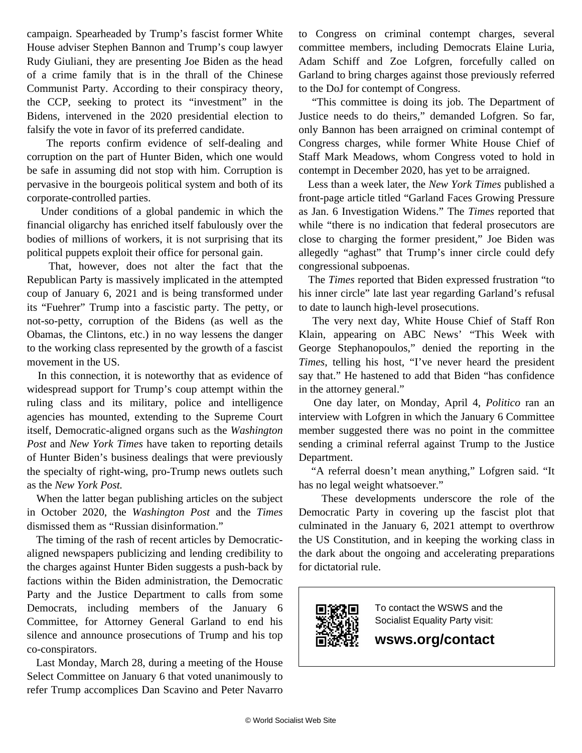campaign. Spearheaded by Trump's fascist former White House adviser Stephen Bannon and Trump's coup lawyer Rudy Giuliani, they are presenting Joe Biden as the head of a crime family that is in the thrall of the Chinese Communist Party. According to their conspiracy theory, the CCP, seeking to protect its "investment" in the Bidens, intervened in the 2020 presidential election to falsify the vote in favor of its preferred candidate.

The reports confirm evidence of self-dealing and corruption on the part of Hunter Biden, which one would be safe in assuming did not stop with him. Corruption is pervasive in the bourgeois political system and both of its corporate-controlled parties.

Under conditions of a global pandemic in which the financial oligarchy has enriched itself fabulously over the bodies of millions of workers, it is not surprising that its political puppets exploit their office for personal gain.

That, however, does not alter the fact that the Republican Party is massively implicated in the attempted coup of January 6, 2021 and is being transformed under its "Fuehrer" Trump into a fascistic party. The petty, or not-so-petty, corruption of the Bidens (as well as the Obamas, the Clintons, etc.) in no way lessens the danger to the working class represented by the growth of a fascist movement in the US.

In this connection, it is noteworthy that as evidence of widespread support for Trump's coup attempt within the ruling class and its military, police and intelligence agencies has mounted, extending to the Supreme Court itself, Democratic-aligned organs such as the *Washington Post* and *New York Times* have taken to reporting details of Hunter Biden's business dealings that were previously the specialty of right-wing, pro-Trump news outlets such as the *New York Post.*

When the latter began publishing articles on the subject in October 2020, the *Washington Post* and the *Times* dismissed them as "Russian disinformation."

The timing of the rash of recent articles by Democratic-aligned newspapers publicizing and lending credibility to the charges against Hunter Biden suggests a push-back by factions within the Biden administration, the Democratic Party and the Justice Department to calls from some Democrats, including members of the January 6 Committee, for Attorney General Garland to end his silence and announce prosecutions of Trump and his top co-conspirators.

Last Monday, March 28, during a meeting of the House Select Committee on January 6 that voted unanimously to refer Trump accomplices Dan Scavino and Peter Navarro to Congress on criminal contempt charges, several committee members, including Democrats Elaine Luria, Adam Schiff and Zoe Lofgren, forcefully called on Garland to bring charges against those previously referred to the DoJ for contempt of Congress.

"This committee is doing its job. The Department of Justice needs to do theirs," demanded Lofgren. So far, only Bannon has been arraigned on criminal contempt of Congress charges, while former White House Chief of Staff Mark Meadows, whom Congress voted to hold in contempt in December 2020, has yet to be arraigned.

Less than a week later, the *New York Times* published a front-page article titled "Garland Faces Growing Pressure as Jan. 6 Investigation Widens." The *Times* reported that while "there is no indication that federal prosecutors are close to charging the former president," Joe Biden was allegedly "aghast" that Trump's inner circle could defy congressional subpoenas.

The *Times* reported that Biden expressed frustration "to his inner circle" late last year regarding Garland's refusal to date to launch high-level prosecutions.

The very next day, White House Chief of Staff Ron Klain, appearing on ABC News' "This Week with George Stephanopoulos," denied the reporting in the *Times*, telling his host, "I've never heard the president say that." He hastened to add that Biden "has confidence in the attorney general."

One day later, on Monday, April 4, *Politico* ran an interview with Lofgren in which the January 6 Committee member suggested there was no point in the committee sending a criminal referral against Trump to the Justice Department.

"A referral doesn't mean anything," Lofgren said. "It has no legal weight whatsoever."

These developments underscore the role of the Democratic Party in covering up the fascist plot that culminated in the January 6, 2021 attempt to overthrow the US Constitution, and in keeping the working class in the dark about the ongoing and accelerating preparations for dictatorial rule.

To contact the WSWS and the Socialist Equality Party visit:

**wsws.org/contact**